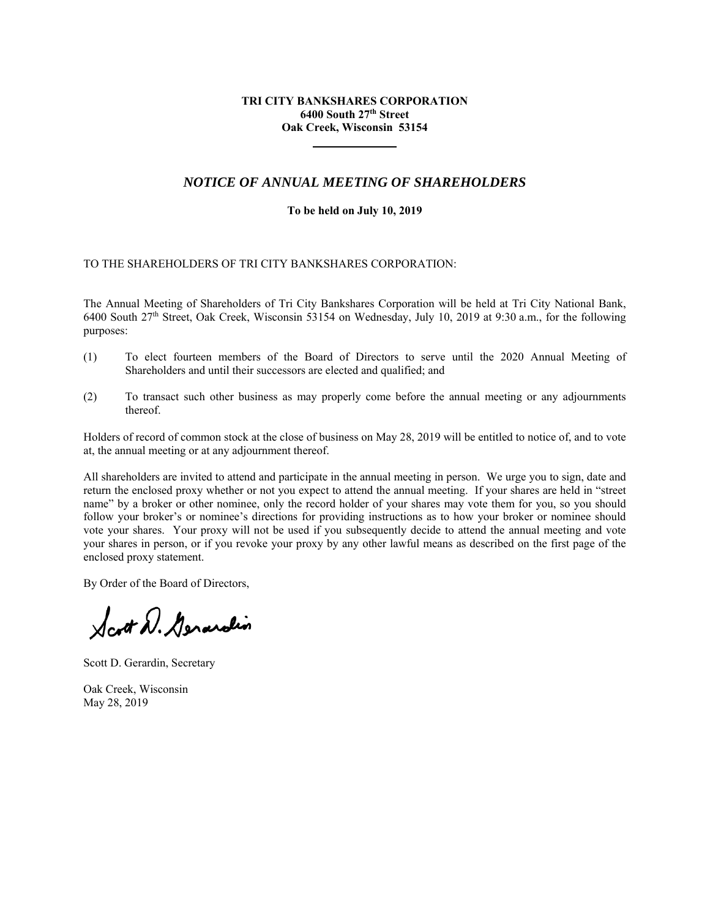**TRI CITY BANKSHARES CORPORATION**
**6400 South 27th Street**
**Oak Creek, Wisconsin 53154**

---

# *NOTICE OF ANNUAL MEETING OF SHAREHOLDERS*

**To be held on July 10, 2019**

TO THE SHAREHOLDERS OF TRI CITY BANKSHARES CORPORATION:

The Annual Meeting of Shareholders of Tri City Bankshares Corporation will be held at Tri City National Bank, 6400 South 27th Street, Oak Creek, Wisconsin 53154 on Wednesday, July 10, 2019 at 9:30 a.m., for the following purposes:

(1) To elect fourteen members of the Board of Directors to serve until the 2020 Annual Meeting of Shareholders and until their successors are elected and qualified; and

(2) To transact such other business as may properly come before the annual meeting or any adjournments thereof.

Holders of record of common stock at the close of business on May 28, 2019 will be entitled to notice of, and to vote at, the annual meeting or at any adjournment thereof.

All shareholders are invited to attend and participate in the annual meeting in person. We urge you to sign, date and return the enclosed proxy whether or not you expect to attend the annual meeting. If your shares are held in "street name" by a broker or other nominee, only the record holder of your shares may vote them for you, so you should follow your broker's or nominee's directions for providing instructions as to how your broker or nominee should vote your shares. Your proxy will not be used if you subsequently decide to attend the annual meeting and vote your shares in person, or if you revoke your proxy by any other lawful means as described on the first page of the enclosed proxy statement.

By Order of the Board of Directors,

Scott D. Gerardin

Scott D. Gerardin, Secretary

Oak Creek, Wisconsin
May 28, 2019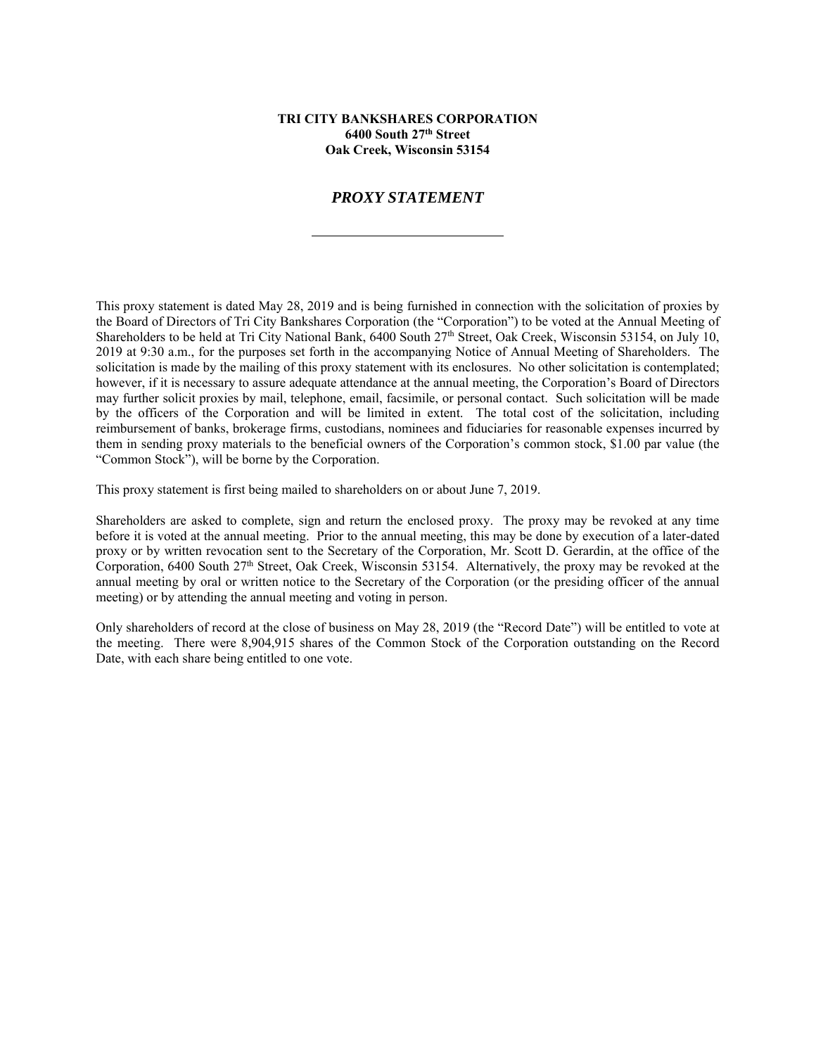**TRI CITY BANKSHARES CORPORATION**
**6400 South 27th Street**
**Oak Creek, Wisconsin 53154**

# *PROXY STATEMENT*

---

This proxy statement is dated May 28, 2019 and is being furnished in connection with the solicitation of proxies by the Board of Directors of Tri City Bankshares Corporation (the "Corporation") to be voted at the Annual Meeting of Shareholders to be held at Tri City National Bank, 6400 South 27th Street, Oak Creek, Wisconsin 53154, on July 10, 2019 at 9:30 a.m., for the purposes set forth in the accompanying Notice of Annual Meeting of Shareholders. The solicitation is made by the mailing of this proxy statement with its enclosures. No other solicitation is contemplated; however, if it is necessary to assure adequate attendance at the annual meeting, the Corporation's Board of Directors may further solicit proxies by mail, telephone, email, facsimile, or personal contact. Such solicitation will be made by the officers of the Corporation and will be limited in extent. The total cost of the solicitation, including reimbursement of banks, brokerage firms, custodians, nominees and fiduciaries for reasonable expenses incurred by them in sending proxy materials to the beneficial owners of the Corporation's common stock, $1.00 par value (the "Common Stock"), will be borne by the Corporation.

This proxy statement is first being mailed to shareholders on or about June 7, 2019.

Shareholders are asked to complete, sign and return the enclosed proxy. The proxy may be revoked at any time before it is voted at the annual meeting. Prior to the annual meeting, this may be done by execution of a later-dated proxy or by written revocation sent to the Secretary of the Corporation, Mr. Scott D. Gerardin, at the office of the Corporation, 6400 South 27th Street, Oak Creek, Wisconsin 53154. Alternatively, the proxy may be revoked at the annual meeting by oral or written notice to the Secretary of the Corporation (or the presiding officer of the annual meeting) or by attending the annual meeting and voting in person.

Only shareholders of record at the close of business on May 28, 2019 (the "Record Date") will be entitled to vote at the meeting. There were 8,904,915 shares of the Common Stock of the Corporation outstanding on the Record Date, with each share being entitled to one vote.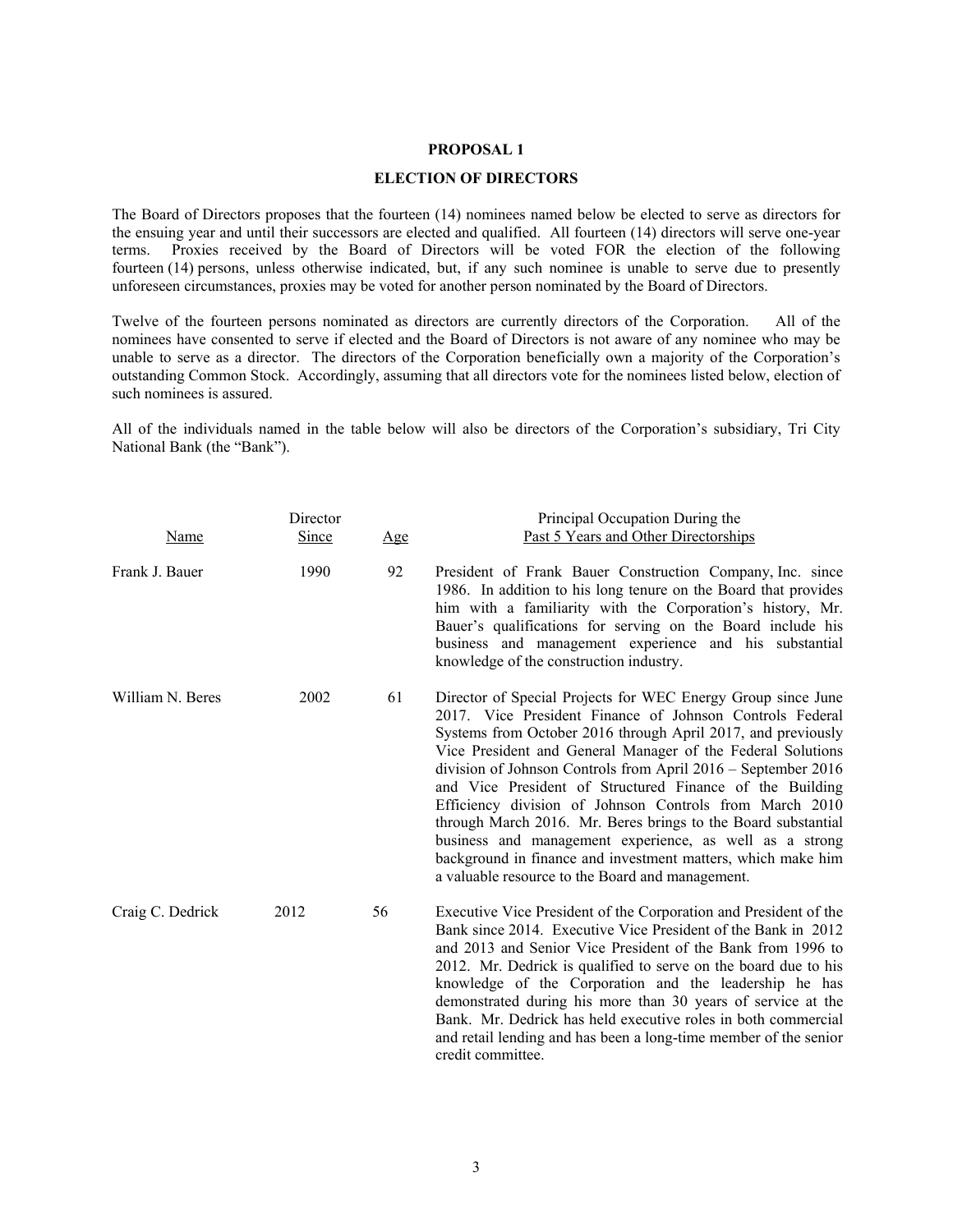## PROPOSAL 1

## ELECTION OF DIRECTORS

The Board of Directors proposes that the fourteen (14) nominees named below be elected to serve as directors for the ensuing year and until their successors are elected and qualified. All fourteen (14) directors will serve one-year terms. Proxies received by the Board of Directors will be voted FOR the election of the following fourteen (14) persons, unless otherwise indicated, but, if any such nominee is unable to serve due to presently unforeseen circumstances, proxies may be voted for another person nominated by the Board of Directors.

Twelve of the fourteen persons nominated as directors are currently directors of the Corporation. All of the nominees have consented to serve if elected and the Board of Directors is not aware of any nominee who may be unable to serve as a director. The directors of the Corporation beneficially own a majority of the Corporation's outstanding Common Stock. Accordingly, assuming that all directors vote for the nominees listed below, election of such nominees is assured.

All of the individuals named in the table below will also be directors of the Corporation's subsidiary, Tri City National Bank (the "Bank").

| Name | Director Since | Age | Principal Occupation During the Past 5 Years and Other Directorships |
|---|---|---|---|
| Frank J. Bauer | 1990 | 92 | President of Frank Bauer Construction Company, Inc. since 1986. In addition to his long tenure on the Board that provides him with a familiarity with the Corporation's history, Mr. Bauer's qualifications for serving on the Board include his business and management experience and his substantial knowledge of the construction industry. |
| William N. Beres | 2002 | 61 | Director of Special Projects for WEC Energy Group since June 2017. Vice President Finance of Johnson Controls Federal Systems from October 2016 through April 2017, and previously Vice President and General Manager of the Federal Solutions division of Johnson Controls from April 2016 – September 2016 and Vice President of Structured Finance of the Building Efficiency division of Johnson Controls from March 2010 through March 2016. Mr. Beres brings to the Board substantial business and management experience, as well as a strong background in finance and investment matters, which make him a valuable resource to the Board and management. |
| Craig C. Dedrick | 2012 | 56 | Executive Vice President of the Corporation and President of the Bank since 2014. Executive Vice President of the Bank in 2012 and 2013 and Senior Vice President of the Bank from 1996 to 2012. Mr. Dedrick is qualified to serve on the board due to his knowledge of the Corporation and the leadership he has demonstrated during his more than 30 years of service at the Bank. Mr. Dedrick has held executive roles in both commercial and retail lending and has been a long-time member of the senior credit committee. |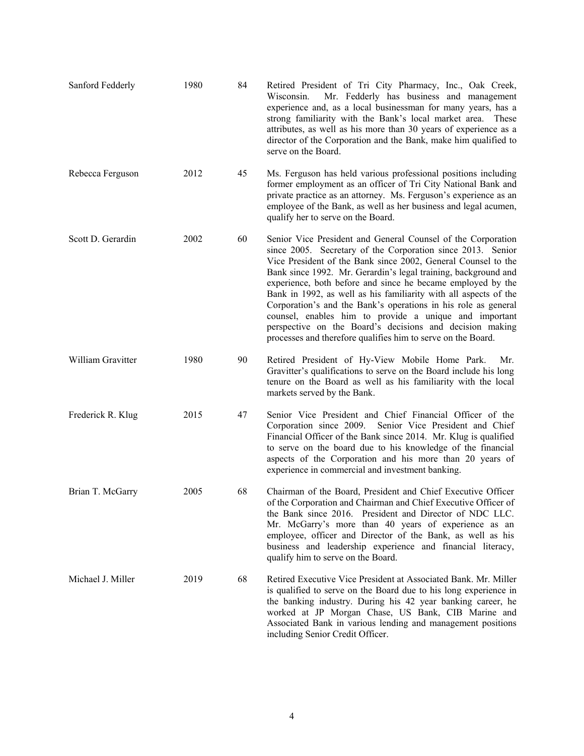| | | | |
|---|---|---|---|
| Sanford Fedderly | 1980 | 84 | Retired President of Tri City Pharmacy, Inc., Oak Creek, Wisconsin. Mr. Fedderly has business and management experience and, as a local businessman for many years, has a strong familiarity with the Bank's local market area. These attributes, as well as his more than 30 years of experience as a director of the Corporation and the Bank, make him qualified to serve on the Board. |
| Rebecca Ferguson | 2012 | 45 | Ms. Ferguson has held various professional positions including former employment as an officer of Tri City National Bank and private practice as an attorney. Ms. Ferguson's experience as an employee of the Bank, as well as her business and legal acumen, qualify her to serve on the Board. |
| Scott D. Gerardin | 2002 | 60 | Senior Vice President and General Counsel of the Corporation since 2005. Secretary of the Corporation since 2013. Senior Vice President of the Bank since 2002, General Counsel to the Bank since 1992. Mr. Gerardin's legal training, background and experience, both before and since he became employed by the Bank in 1992, as well as his familiarity with all aspects of the Corporation's and the Bank's operations in his role as general counsel, enables him to provide a unique and important perspective on the Board's decisions and decision making processes and therefore qualifies him to serve on the Board. |
| William Gravitter | 1980 | 90 | Retired President of Hy-View Mobile Home Park. Mr. Gravitter's qualifications to serve on the Board include his long tenure on the Board as well as his familiarity with the local markets served by the Bank. |
| Frederick R. Klug | 2015 | 47 | Senior Vice President and Chief Financial Officer of the Corporation since 2009. Senior Vice President and Chief Financial Officer of the Bank since 2014. Mr. Klug is qualified to serve on the board due to his knowledge of the financial aspects of the Corporation and his more than 20 years of experience in commercial and investment banking. |
| Brian T. McGarry | 2005 | 68 | Chairman of the Board, President and Chief Executive Officer of the Corporation and Chairman and Chief Executive Officer of the Bank since 2016. President and Director of NDC LLC. Mr. McGarry's more than 40 years of experience as an employee, officer and Director of the Bank, as well as his business and leadership experience and financial literacy, qualify him to serve on the Board. |
| Michael J. Miller | 2019 | 68 | Retired Executive Vice President at Associated Bank. Mr. Miller is qualified to serve on the Board due to his long experience in the banking industry. During his 42 year banking career, he worked at JP Morgan Chase, US Bank, CIB Marine and Associated Bank in various lending and management positions including Senior Credit Officer. |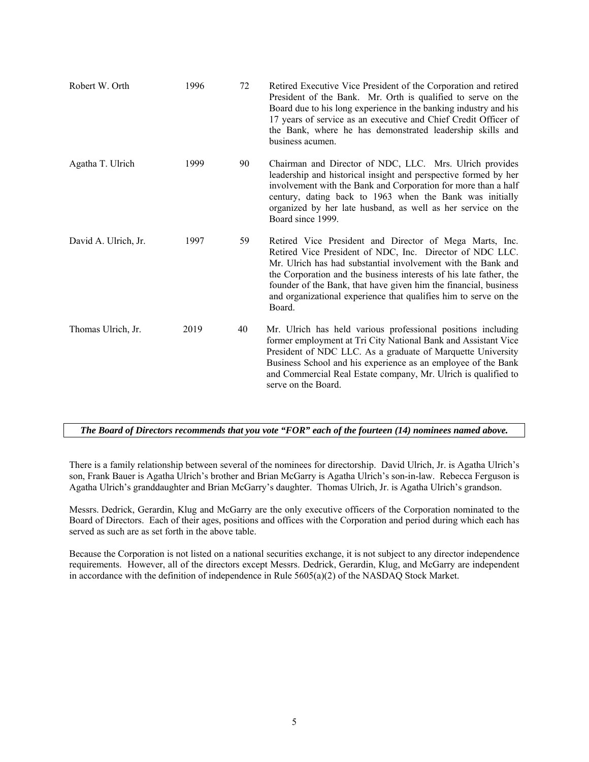| | | | |
|---|---|---|---|
| Robert W. Orth | 1996 | 72 | Retired Executive Vice President of the Corporation and retired President of the Bank. Mr. Orth is qualified to serve on the Board due to his long experience in the banking industry and his 17 years of service as an executive and Chief Credit Officer of the Bank, where he has demonstrated leadership skills and business acumen. |
| Agatha T. Ulrich | 1999 | 90 | Chairman and Director of NDC, LLC. Mrs. Ulrich provides leadership and historical insight and perspective formed by her involvement with the Bank and Corporation for more than a half century, dating back to 1963 when the Bank was initially organized by her late husband, as well as her service on the Board since 1999. |
| David A. Ulrich, Jr. | 1997 | 59 | Retired Vice President and Director of Mega Marts, Inc. Retired Vice President of NDC, Inc. Director of NDC LLC. Mr. Ulrich has had substantial involvement with the Bank and the Corporation and the business interests of his late father, the founder of the Bank, that have given him the financial, business and organizational experience that qualifies him to serve on the Board. |
| Thomas Ulrich, Jr. | 2019 | 40 | Mr. Ulrich has held various professional positions including former employment at Tri City National Bank and Assistant Vice President of NDC LLC. As a graduate of Marquette University Business School and his experience as an employee of the Bank and Commercial Real Estate company, Mr. Ulrich is qualified to serve on the Board. |

***The Board of Directors recommends that you vote "FOR" each of the fourteen (14) nominees named above.***

There is a family relationship between several of the nominees for directorship. David Ulrich, Jr. is Agatha Ulrich's son, Frank Bauer is Agatha Ulrich's brother and Brian McGarry is Agatha Ulrich's son-in-law. Rebecca Ferguson is Agatha Ulrich's granddaughter and Brian McGarry's daughter. Thomas Ulrich, Jr. is Agatha Ulrich's grandson.

Messrs. Dedrick, Gerardin, Klug and McGarry are the only executive officers of the Corporation nominated to the Board of Directors. Each of their ages, positions and offices with the Corporation and period during which each has served as such are as set forth in the above table.

Because the Corporation is not listed on a national securities exchange, it is not subject to any director independence requirements. However, all of the directors except Messrs. Dedrick, Gerardin, Klug, and McGarry are independent in accordance with the definition of independence in Rule 5605(a)(2) of the NASDAQ Stock Market.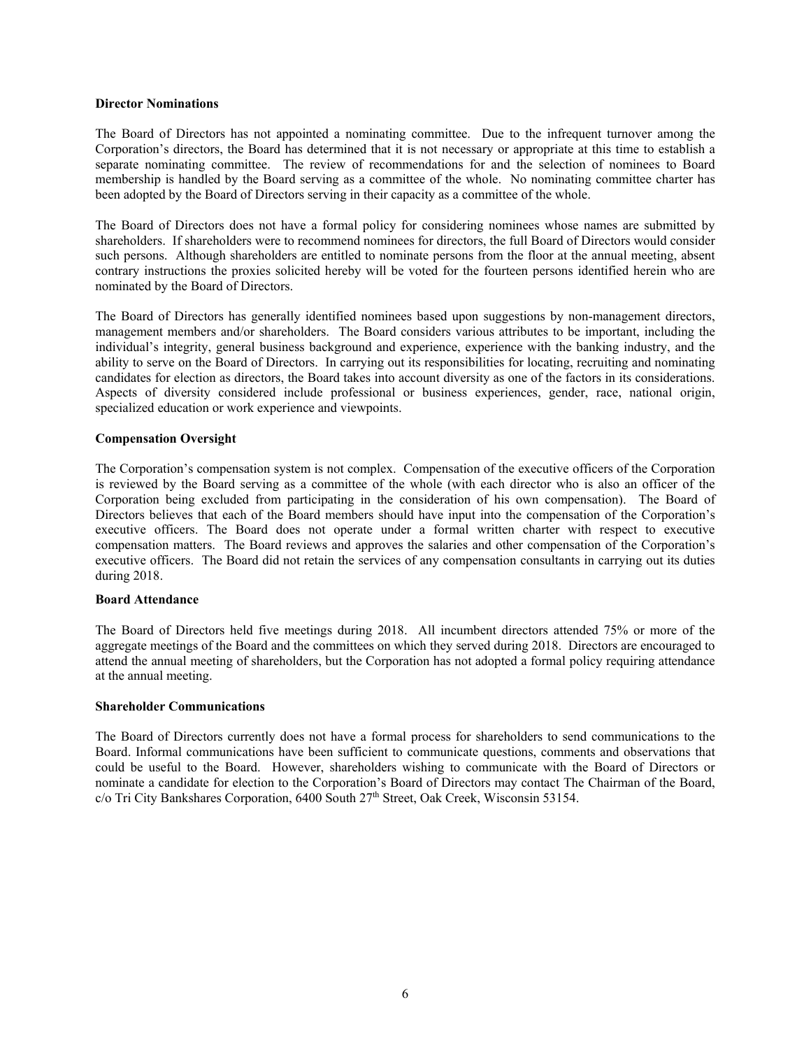**Director Nominations**

The Board of Directors has not appointed a nominating committee. Due to the infrequent turnover among the Corporation's directors, the Board has determined that it is not necessary or appropriate at this time to establish a separate nominating committee. The review of recommendations for and the selection of nominees to Board membership is handled by the Board serving as a committee of the whole. No nominating committee charter has been adopted by the Board of Directors serving in their capacity as a committee of the whole.

The Board of Directors does not have a formal policy for considering nominees whose names are submitted by shareholders. If shareholders were to recommend nominees for directors, the full Board of Directors would consider such persons. Although shareholders are entitled to nominate persons from the floor at the annual meeting, absent contrary instructions the proxies solicited hereby will be voted for the fourteen persons identified herein who are nominated by the Board of Directors.

The Board of Directors has generally identified nominees based upon suggestions by non-management directors, management members and/or shareholders. The Board considers various attributes to be important, including the individual's integrity, general business background and experience, experience with the banking industry, and the ability to serve on the Board of Directors. In carrying out its responsibilities for locating, recruiting and nominating candidates for election as directors, the Board takes into account diversity as one of the factors in its considerations. Aspects of diversity considered include professional or business experiences, gender, race, national origin, specialized education or work experience and viewpoints.

**Compensation Oversight**

The Corporation's compensation system is not complex. Compensation of the executive officers of the Corporation is reviewed by the Board serving as a committee of the whole (with each director who is also an officer of the Corporation being excluded from participating in the consideration of his own compensation). The Board of Directors believes that each of the Board members should have input into the compensation of the Corporation's executive officers. The Board does not operate under a formal written charter with respect to executive compensation matters. The Board reviews and approves the salaries and other compensation of the Corporation's executive officers. The Board did not retain the services of any compensation consultants in carrying out its duties during 2018.

**Board Attendance**

The Board of Directors held five meetings during 2018. All incumbent directors attended 75% or more of the aggregate meetings of the Board and the committees on which they served during 2018. Directors are encouraged to attend the annual meeting of shareholders, but the Corporation has not adopted a formal policy requiring attendance at the annual meeting.

**Shareholder Communications**

The Board of Directors currently does not have a formal process for shareholders to send communications to the Board. Informal communications have been sufficient to communicate questions, comments and observations that could be useful to the Board. However, shareholders wishing to communicate with the Board of Directors or nominate a candidate for election to the Corporation's Board of Directors may contact The Chairman of the Board, c/o Tri City Bankshares Corporation, 6400 South 27th Street, Oak Creek, Wisconsin 53154.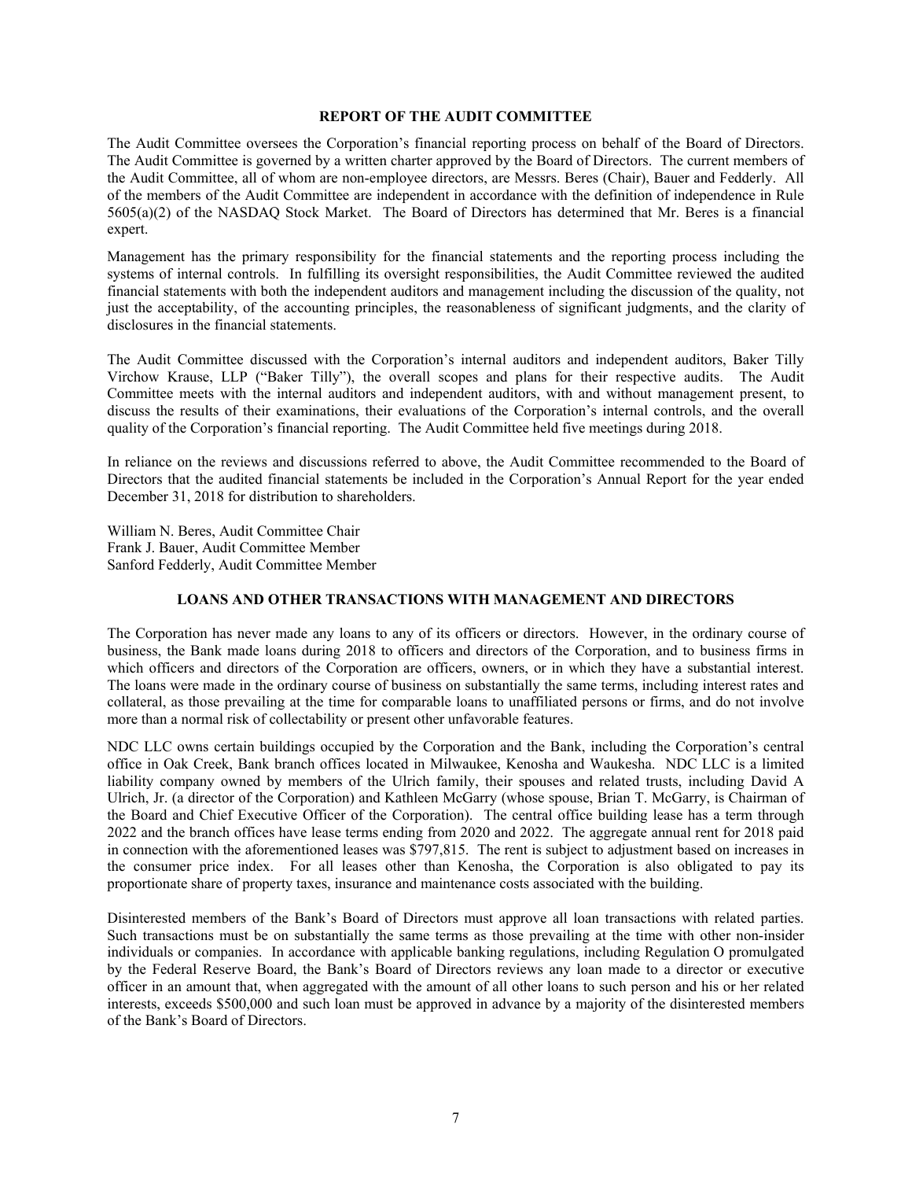## REPORT OF THE AUDIT COMMITTEE

The Audit Committee oversees the Corporation's financial reporting process on behalf of the Board of Directors. The Audit Committee is governed by a written charter approved by the Board of Directors. The current members of the Audit Committee, all of whom are non-employee directors, are Messrs. Beres (Chair), Bauer and Fedderly. All of the members of the Audit Committee are independent in accordance with the definition of independence in Rule 5605(a)(2) of the NASDAQ Stock Market. The Board of Directors has determined that Mr. Beres is a financial expert.

Management has the primary responsibility for the financial statements and the reporting process including the systems of internal controls. In fulfilling its oversight responsibilities, the Audit Committee reviewed the audited financial statements with both the independent auditors and management including the discussion of the quality, not just the acceptability, of the accounting principles, the reasonableness of significant judgments, and the clarity of disclosures in the financial statements.

The Audit Committee discussed with the Corporation's internal auditors and independent auditors, Baker Tilly Virchow Krause, LLP ("Baker Tilly"), the overall scopes and plans for their respective audits. The Audit Committee meets with the internal auditors and independent auditors, with and without management present, to discuss the results of their examinations, their evaluations of the Corporation's internal controls, and the overall quality of the Corporation's financial reporting. The Audit Committee held five meetings during 2018.

In reliance on the reviews and discussions referred to above, the Audit Committee recommended to the Board of Directors that the audited financial statements be included in the Corporation's Annual Report for the year ended December 31, 2018 for distribution to shareholders.

William N. Beres, Audit Committee Chair
Frank J. Bauer, Audit Committee Member
Sanford Fedderly, Audit Committee Member

## LOANS AND OTHER TRANSACTIONS WITH MANAGEMENT AND DIRECTORS

The Corporation has never made any loans to any of its officers or directors. However, in the ordinary course of business, the Bank made loans during 2018 to officers and directors of the Corporation, and to business firms in which officers and directors of the Corporation are officers, owners, or in which they have a substantial interest. The loans were made in the ordinary course of business on substantially the same terms, including interest rates and collateral, as those prevailing at the time for comparable loans to unaffiliated persons or firms, and do not involve more than a normal risk of collectability or present other unfavorable features.

NDC LLC owns certain buildings occupied by the Corporation and the Bank, including the Corporation's central office in Oak Creek, Bank branch offices located in Milwaukee, Kenosha and Waukesha. NDC LLC is a limited liability company owned by members of the Ulrich family, their spouses and related trusts, including David A Ulrich, Jr. (a director of the Corporation) and Kathleen McGarry (whose spouse, Brian T. McGarry, is Chairman of the Board and Chief Executive Officer of the Corporation). The central office building lease has a term through 2022 and the branch offices have lease terms ending from 2020 and 2022. The aggregate annual rent for 2018 paid in connection with the aforementioned leases was $797,815. The rent is subject to adjustment based on increases in the consumer price index. For all leases other than Kenosha, the Corporation is also obligated to pay its proportionate share of property taxes, insurance and maintenance costs associated with the building.

Disinterested members of the Bank's Board of Directors must approve all loan transactions with related parties. Such transactions must be on substantially the same terms as those prevailing at the time with other non-insider individuals or companies. In accordance with applicable banking regulations, including Regulation O promulgated by the Federal Reserve Board, the Bank's Board of Directors reviews any loan made to a director or executive officer in an amount that, when aggregated with the amount of all other loans to such person and his or her related interests, exceeds $500,000 and such loan must be approved in advance by a majority of the disinterested members of the Bank's Board of Directors.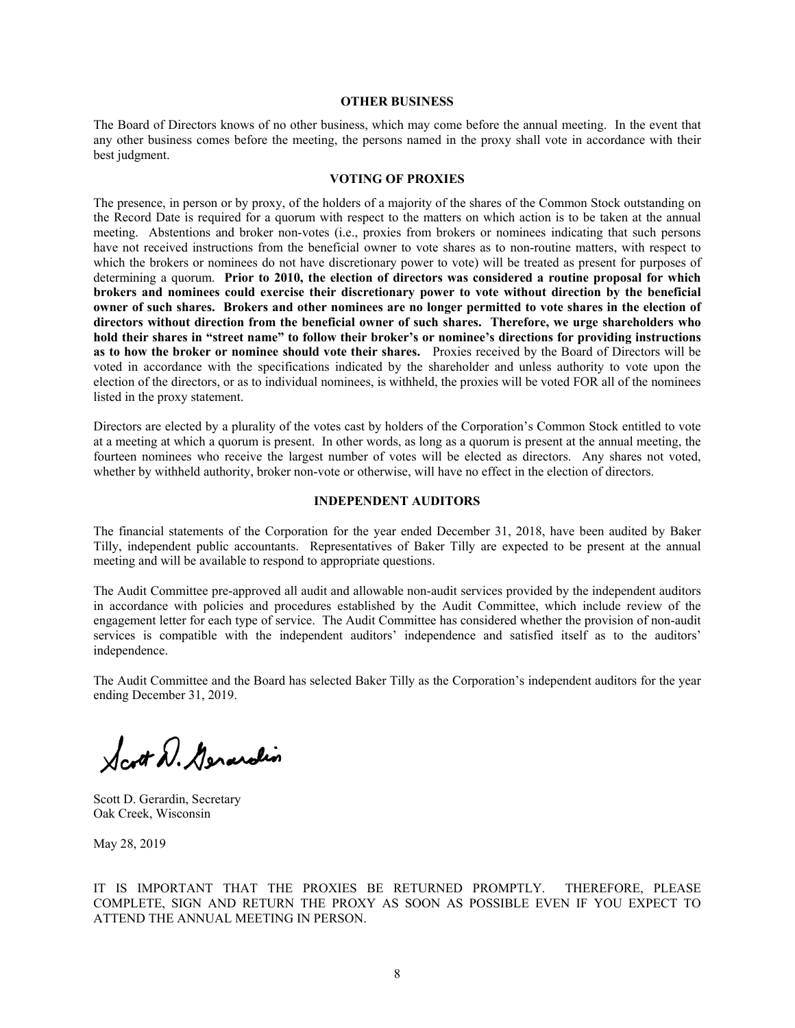## OTHER BUSINESS

The Board of Directors knows of no other business, which may come before the annual meeting. In the event that any other business comes before the meeting, the persons named in the proxy shall vote in accordance with their best judgment.

## VOTING OF PROXIES

The presence, in person or by proxy, of the holders of a majority of the shares of the Common Stock outstanding on the Record Date is required for a quorum with respect to the matters on which action is to be taken at the annual meeting. Abstentions and broker non-votes (i.e., proxies from brokers or nominees indicating that such persons have not received instructions from the beneficial owner to vote shares as to non-routine matters, with respect to which the brokers or nominees do not have discretionary power to vote) will be treated as present for purposes of determining a quorum. **Prior to 2010, the election of directors was considered a routine proposal for which brokers and nominees could exercise their discretionary power to vote without direction by the beneficial owner of such shares. Brokers and other nominees are no longer permitted to vote shares in the election of directors without direction from the beneficial owner of such shares. Therefore, we urge shareholders who hold their shares in "street name" to follow their broker's or nominee's directions for providing instructions as to how the broker or nominee should vote their shares.** Proxies received by the Board of Directors will be voted in accordance with the specifications indicated by the shareholder and unless authority to vote upon the election of the directors, or as to individual nominees, is withheld, the proxies will be voted FOR all of the nominees listed in the proxy statement.

Directors are elected by a plurality of the votes cast by holders of the Corporation's Common Stock entitled to vote at a meeting at which a quorum is present. In other words, as long as a quorum is present at the annual meeting, the fourteen nominees who receive the largest number of votes will be elected as directors. Any shares not voted, whether by withheld authority, broker non-vote or otherwise, will have no effect in the election of directors.

## INDEPENDENT AUDITORS

The financial statements of the Corporation for the year ended December 31, 2018, have been audited by Baker Tilly, independent public accountants. Representatives of Baker Tilly are expected to be present at the annual meeting and will be available to respond to appropriate questions.

The Audit Committee pre-approved all audit and allowable non-audit services provided by the independent auditors in accordance with policies and procedures established by the Audit Committee, which include review of the engagement letter for each type of service. The Audit Committee has considered whether the provision of non-audit services is compatible with the independent auditors' independence and satisfied itself as to the auditors' independence.

The Audit Committee and the Board has selected Baker Tilly as the Corporation's independent auditors for the year ending December 31, 2019.

Scott D. Gerardin

Scott D. Gerardin, Secretary
Oak Creek, Wisconsin

May 28, 2019

IT IS IMPORTANT THAT THE PROXIES BE RETURNED PROMPTLY. THEREFORE, PLEASE COMPLETE, SIGN AND RETURN THE PROXY AS SOON AS POSSIBLE EVEN IF YOU EXPECT TO ATTEND THE ANNUAL MEETING IN PERSON.